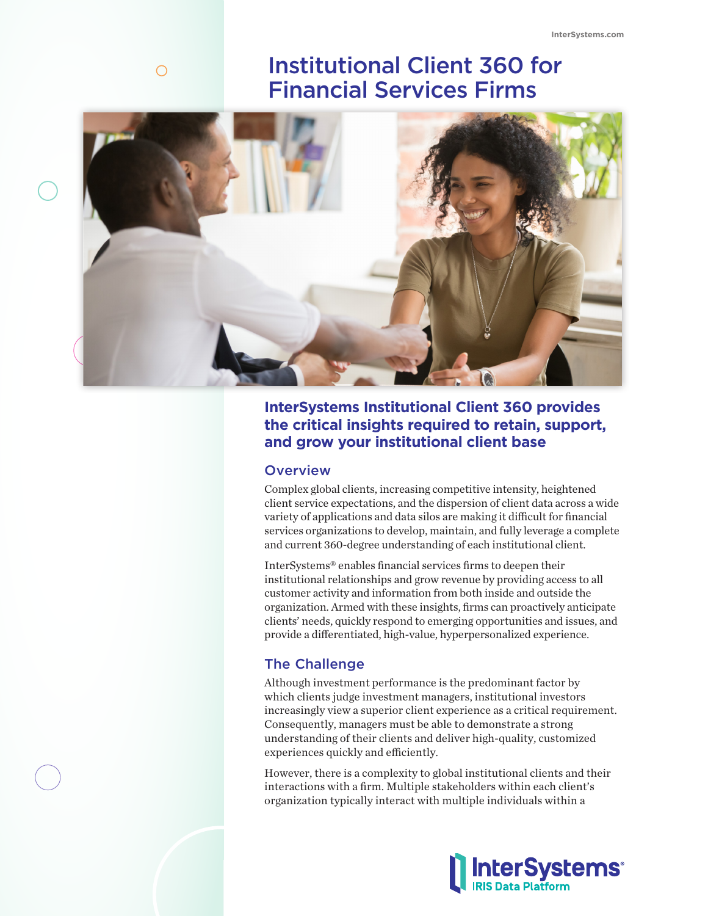# Institutional Client 360 for Financial Services Firms

## InterSystems Institutional Client 360 provides the critical insights required to retain, support, and grow your institutional client base

### Overview

Complex global clients, increasing competitive intensity, heightened client service expectations, and the dispersion of client data across a wide variety of applications and data silos are making it difficult for financial services organizations to develop, maintain, and fully leverage a complete and current 360-degree understanding of each institutional client.

InterSystems® enables financial services firms to deepen their institutional relationships and grow revenue by providing access to all customer activity and information from both inside and outside the organization. Armed with these insights, firms can proactively anticipate clients' needs, quickly respond to emerging opportunities and issues, and provide a differentiated, high-value, hyperpersonalized experience.

### The Challenge

Although investment performance is the predominant factor by which clients judge investment managers, institutional investors increasingly view a superior client experience as a critical requirement. Consequently, managers must be able to demonstrate a strong understanding of their clients and deliver high-quality, customized experiences quickly and efficiently.

However, there is a complexity to global institutional clients and their interactions with a firm. Multiple stakeholders within each client's organization typically interact with multiple individuals within a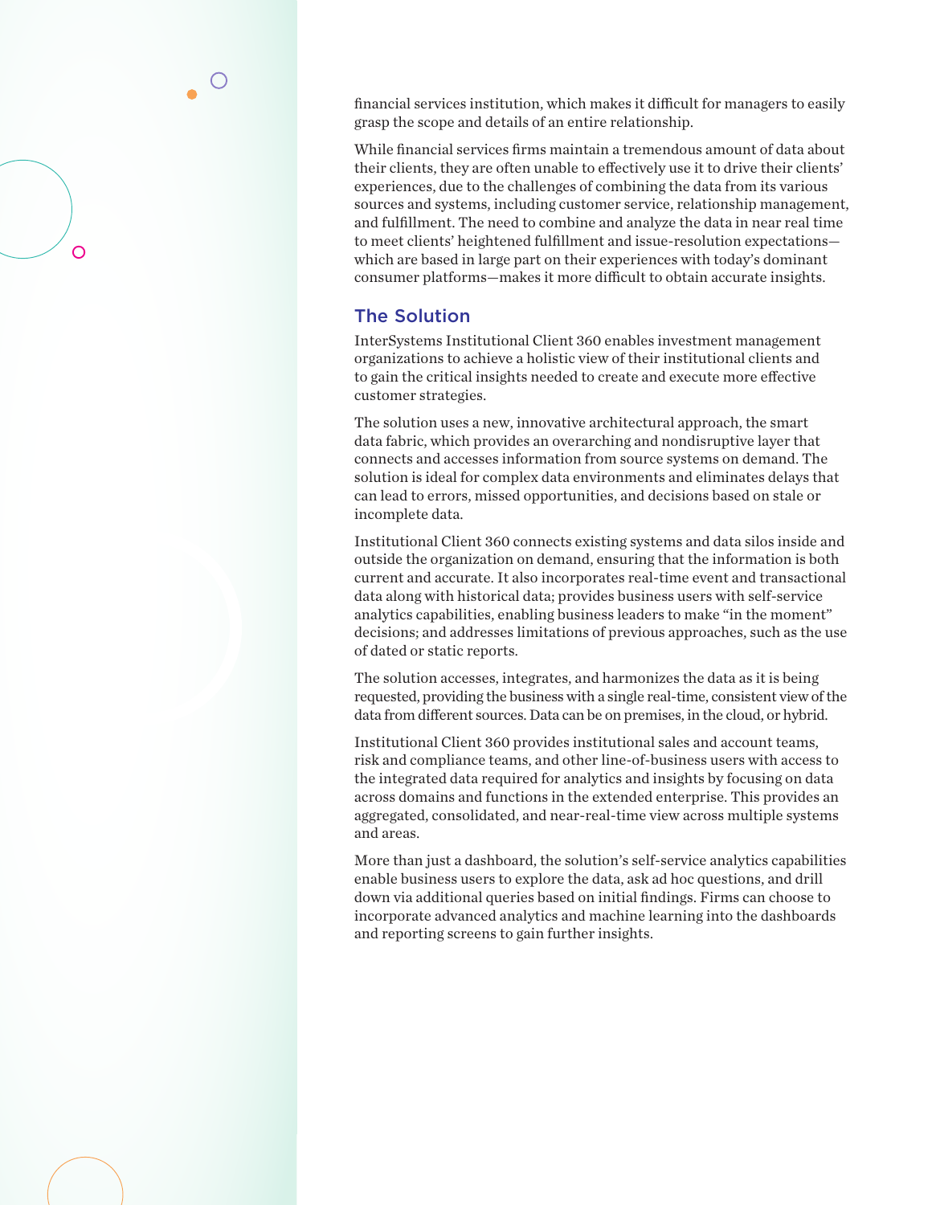financial services institution, which makes it difficult for managers to easily grasp the scope and details of an entire relationship.

While financial services firms maintain a tremendous amount of data about their clients, they are often unable to effectively use it to drive their clients' experiences, due to the challenges of combining the data from its various sources and systems, including customer service, relationship management, and fulfillment. The need to combine and analyze the data in near real time to meet clients' heightened fulfillment and issue-resolution expectations—which are based in large part on their experiences with today's dominant consumer platforms—makes it more difficult to obtain accurate insights.

## The Solution

InterSystems Institutional Client 360 enables investment management organizations to achieve a holistic view of their institutional clients and to gain the critical insights needed to create and execute more effective customer strategies.

The solution uses a new, innovative architectural approach, the smart data fabric, which provides an overarching and nondisruptive layer that connects and accesses information from source systems on demand. The solution is ideal for complex data environments and eliminates delays that can lead to errors, missed opportunities, and decisions based on stale or incomplete data.

Institutional Client 360 connects existing systems and data silos inside and outside the organization on demand, ensuring that the information is both current and accurate. It also incorporates real-time event and transactional data along with historical data; provides business users with self-service analytics capabilities, enabling business leaders to make "in the moment" decisions; and addresses limitations of previous approaches, such as the use of dated or static reports.

The solution accesses, integrates, and harmonizes the data as it is being requested, providing the business with a single real-time, consistent view of the data from different sources. Data can be on premises, in the cloud, or hybrid.

Institutional Client 360 provides institutional sales and account teams, risk and compliance teams, and other line-of-business users with access to the integrated data required for analytics and insights by focusing on data across domains and functions in the extended enterprise. This provides an aggregated, consolidated, and near-real-time view across multiple systems and areas.

More than just a dashboard, the solution's self-service analytics capabilities enable business users to explore the data, ask ad hoc questions, and drill down via additional queries based on initial findings. Firms can choose to incorporate advanced analytics and machine learning into the dashboards and reporting screens to gain further insights.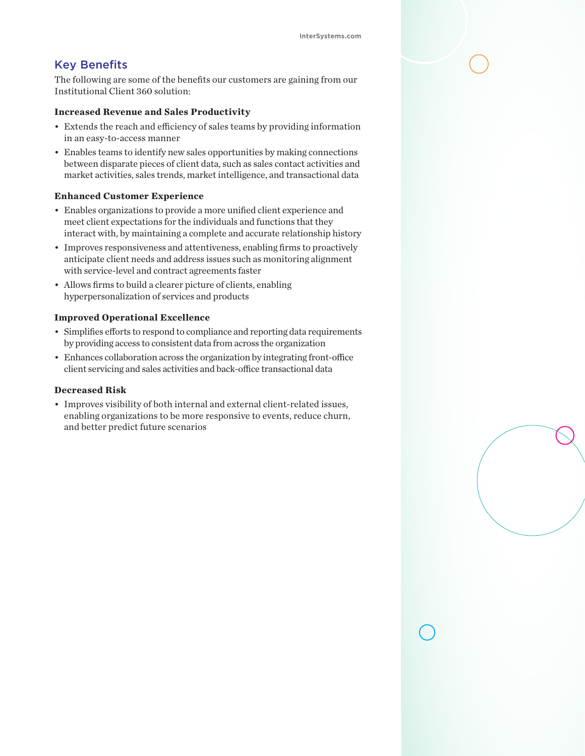## Key Benefits

The following are some of the benefits our customers are gaining from our Institutional Client 360 solution:

### Increased Revenue and Sales Productivity

- Extends the reach and efficiency of sales teams by providing information in an easy-to-access manner
- Enables teams to identify new sales opportunities by making connections between disparate pieces of client data, such as sales contact activities and market activities, sales trends, market intelligence, and transactional data

### Enhanced Customer Experience

- Enables organizations to provide a more unified client experience and meet client expectations for the individuals and functions that they interact with, by maintaining a complete and accurate relationship history
- Improves responsiveness and attentiveness, enabling firms to proactively anticipate client needs and address issues such as monitoring alignment with service-level and contract agreements faster
- Allows firms to build a clearer picture of clients, enabling hyperpersonalization of services and products

### Improved Operational Excellence

- Simplifies efforts to respond to compliance and reporting data requirements by providing access to consistent data from across the organization
- Enhances collaboration across the organization by integrating front-office client servicing and sales activities and back-office transactional data

### Decreased Risk

- Improves visibility of both internal and external client-related issues, enabling organizations to be more responsive to events, reduce churn, and better predict future scenarios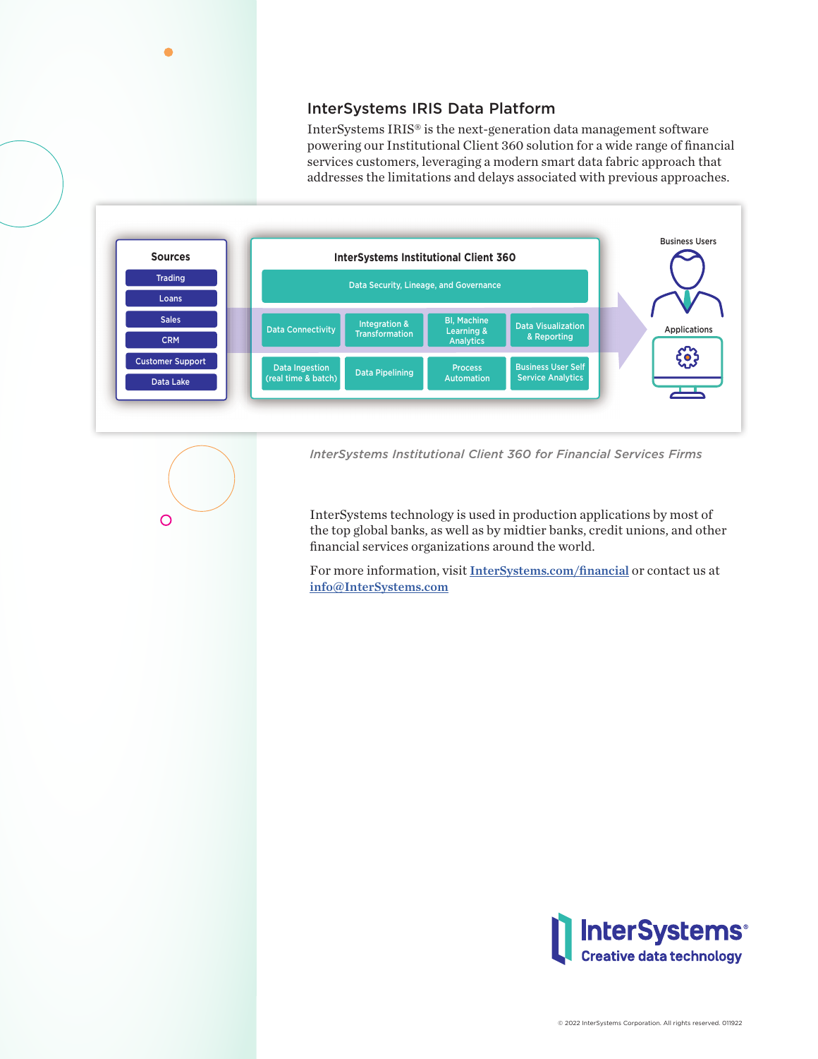## InterSystems IRIS Data Platform

InterSystems IRIS® is the next-generation data management software powering our Institutional Client 360 solution for a wide range of financial services customers, leveraging a modern smart data fabric approach that addresses the limitations and delays associated with previous approaches.

Sources
Trading
Loans
Sales
CRM
Customer Support
Data Lake

InterSystems Institutional Client 360
Data Security, Lineage, and Governance
Data Connectivity
Integration & Transformation
BI, Machine Learning & Analytics
Data Visualization & Reporting
Data Ingestion (real time & batch)
Data Pipelining
Process Automation
Business User Self Service Analytics

Business Users
Applications

*InterSystems Institutional Client 360 for Financial Services Firms*

InterSystems technology is used in production applications by most of the top global banks, as well as by midtier banks, credit unions, and other financial services organizations around the world.

For more information, visit [InterSystems.com/financial](InterSystems.com/financial) or contact us at [info@InterSystems.com](mailto:info@InterSystems.com)

InterSystems® Creative data technology

© 2022 InterSystems Corporation. All rights reserved. 011922